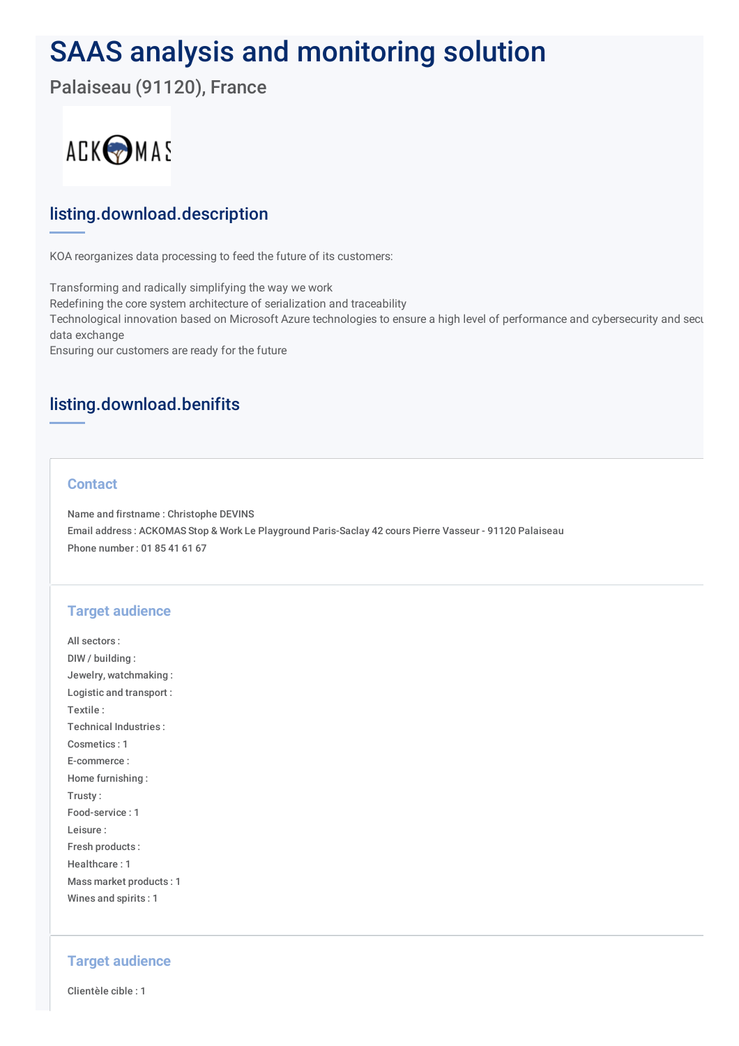# SAAS analysis and monitoring solution

## Palaiseau (91120), France

## listing.download.description

KOA reorganizes data processing to feed the future of its customers:

Transforming and radically simplifying the way we work
Redefining the core system architecture of serialization and traceability
Technological innovation based on Microsoft Azure technologies to ensure a high level of performance and cybersecurity and secu data exchange
Ensuring our customers are ready for the future

## listing.download.benifits

### Contact

Name and firstname : Christophe DEVINS
Email address : ACKOMAS Stop & Work Le Playground Paris-Saclay 42 cours Pierre Vasseur - 91120 Palaiseau
Phone number : 01 85 41 61 67

### Target audience

All sectors :
DIW / building :
Jewelry, watchmaking :
Logistic and transport :
Textile :
Technical Industries :
Cosmetics : 1
E-commerce :
Home furnishing :
Trusty :
Food-service : 1
Leisure :
Fresh products :
Healthcare : 1
Mass market products : 1
Wines and spirits : 1

### Target audience

Clientèle cible : 1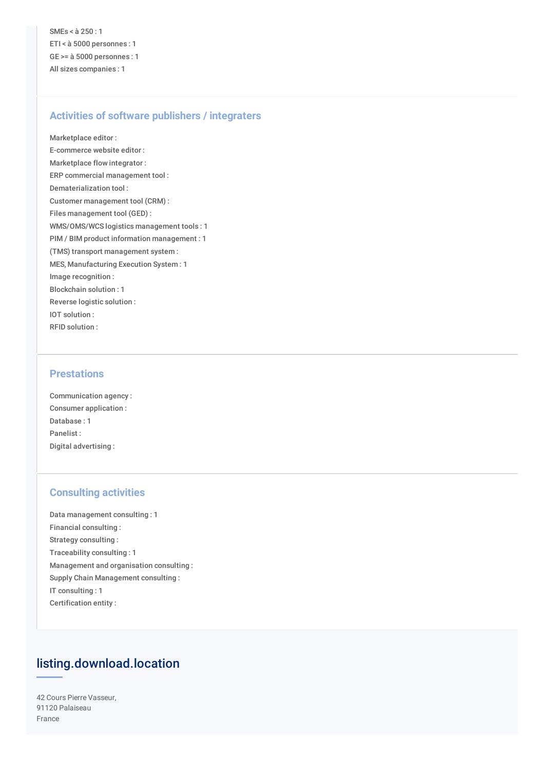SMEs < à 250 : 1
ETI < à 5000 personnes : 1
GE >= à 5000 personnes : 1
All sizes companies : 1

## Activities of software publishers / integraters

Marketplace editor :
E-commerce website editor :
Marketplace flow integrator :
ERP commercial management tool :
Dematerialization tool :
Customer management tool (CRM) :
Files management tool (GED) :
WMS/OMS/WCS logistics management tools : 1
PIM / BIM product information management : 1
(TMS) transport management system :
MES, Manufacturing Execution System : 1
Image recognition :
Blockchain solution : 1
Reverse logistic solution :
IOT solution :
RFID solution :

## Prestations

Communication agency :
Consumer application :
Database : 1
Panelist :
Digital advertising :

## Consulting activities

Data management consulting : 1
Financial consulting :
Strategy consulting :
Traceability consulting : 1
Management and organisation consulting :
Supply Chain Management consulting :
IT consulting : 1
Certification entity :

## listing.download.location

42 Cours Pierre Vasseur,
91120 Palaiseau
France